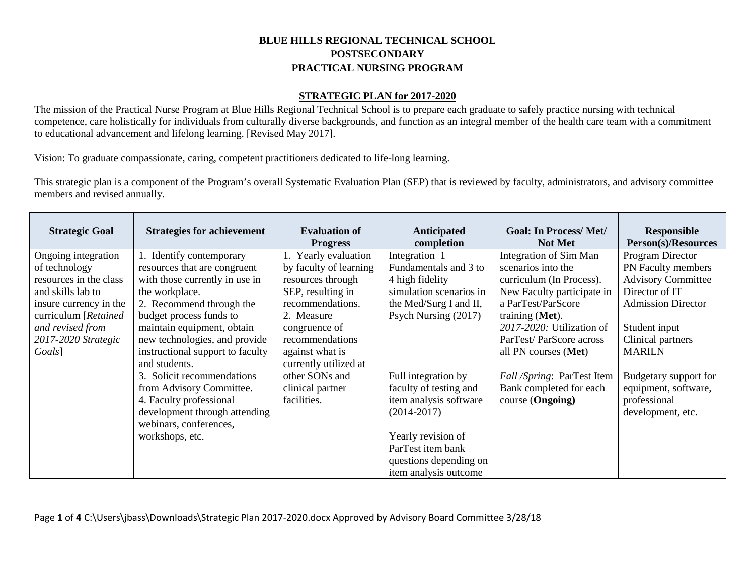# BLUE HILLS REGIONAL TECHNICAL SCHOOL
# POSTSECONDARY
# PRACTICAL NURSING PROGRAM

## STRATEGIC PLAN for 2017-2020

The mission of the Practical Nurse Program at Blue Hills Regional Technical School is to prepare each graduate to safely practice nursing with technical competence, care holistically for individuals from culturally diverse backgrounds, and function as an integral member of the health care team with a commitment to educational advancement and lifelong learning. [Revised May 2017].

Vision: To graduate compassionate, caring, competent practitioners dedicated to life-long learning.

This strategic plan is a component of the Program's overall Systematic Evaluation Plan (SEP) that is reviewed by faculty, administrators, and advisory committee members and revised annually.

| Strategic Goal | Strategies for achievement | Evaluation of Progress | Anticipated completion | Goal: In Process/ Met/ Not Met | Responsible Person(s)/Resources |
|---|---|---|---|---|---|
| Ongoing integration of technology resources in the class and skills lab to insure currency in the curriculum [*Retained and revised from 2017-2020 Strategic Goals*] | 1. Identify contemporary resources that are congruent with those currently in use in the workplace.<br>2. Recommend through the budget process funds to maintain equipment, obtain new technologies, and provide instructional support to faculty and students.<br>3. Solicit recommendations from Advisory Committee.<br>4. Faculty professional development through attending webinars, conferences, workshops, etc. | 1. Yearly evaluation by faculty of learning resources through SEP, resulting in recommendations.<br>2. Measure congruence of recommendations against what is currently utilized at other SONs and clinical partner facilities. | Integration 1 Fundamentals and 3 to 4 high fidelity simulation scenarios in the Med/Surg I and II, Psych Nursing (2017)<br><br>Full integration by faculty of testing and item analysis software (2014-2017)<br><br>Yearly revision of ParTest item bank questions depending on item analysis outcome | Integration of Sim Man scenarios into the curriculum (In Process).<br>New Faculty participate in a ParTest/ParScore training (**Met**).<br>*2017-2020:* Utilization of ParTest/ ParScore across all PN courses (**Met**)<br><br>*Fall /Spring*: ParTest Item Bank completed for each course (**Ongoing)** | Program Director<br>PN Faculty members<br>Advisory Committee<br>Director of IT<br>Admission Director<br><br>Student input<br>Clinical partners<br>MARILN<br><br>Budgetary support for equipment, software, professional development, etc. |

C:\Users\jbass\Downloads\Strategic Plan 2017-2020.docx Approved by Advisory Board Committee 3/28/18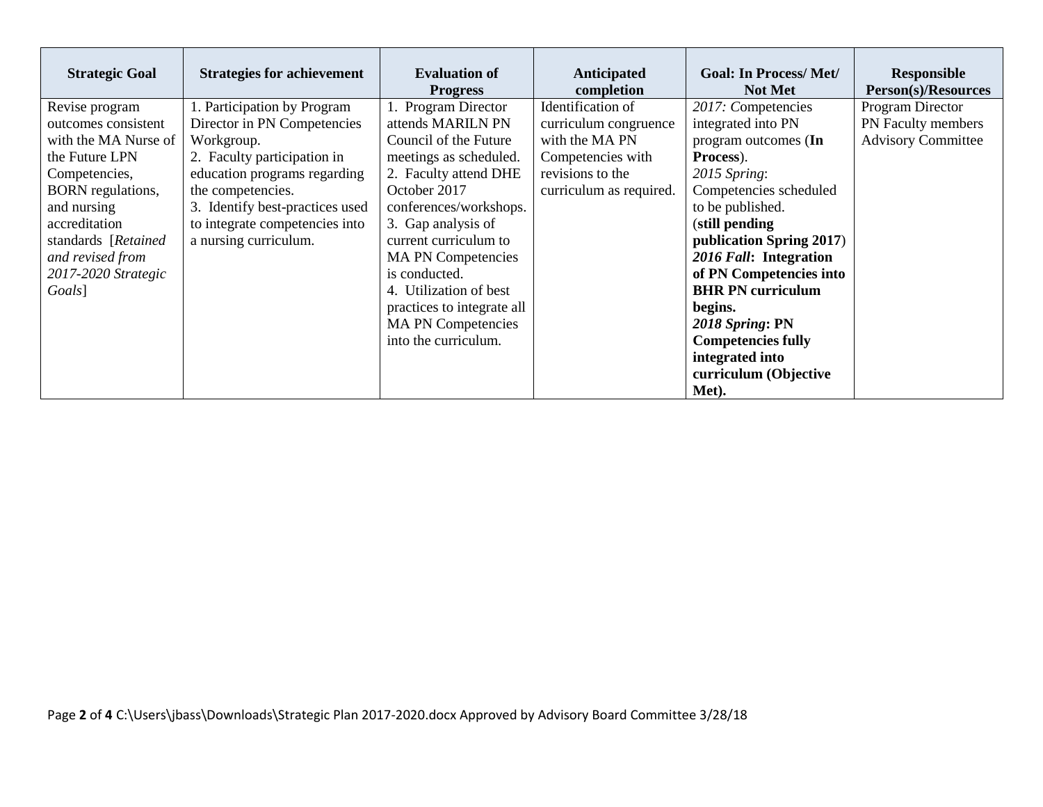| Strategic Goal | Strategies for achievement | Evaluation of Progress | Anticipated completion | Goal: In Process/ Met/ Not Met | Responsible Person(s)/Resources |
|---|---|---|---|---|---|
| Revise program outcomes consistent with the MA Nurse of the Future LPN Competencies, BORN regulations, and nursing accreditation standards [*Retained and revised from 2017-2020 Strategic Goals*] | 1. Participation by Program Director in PN Competencies Workgroup.<br>2. Faculty participation in education programs regarding the competencies.<br>3. Identify best-practices used to integrate competencies into a nursing curriculum. | 1. Program Director attends MARILN PN Council of the Future meetings as scheduled.<br>2. Faculty attend DHE October 2017 conferences/workshops.<br>3. Gap analysis of current curriculum to MA PN Competencies is conducted.<br>4. Utilization of best practices to integrate all MA PN Competencies into the curriculum. | Identification of curriculum congruence with the MA PN Competencies with revisions to the curriculum as required. | *2017: C*ompetencies integrated into PN program outcomes (**In Process**).<br>*2015 Spring*: Competencies scheduled to be published. (**still pending publication Spring 2017**)<br>***2016 Fall*: Integration of PN Competencies into BHR PN curriculum begins.**<br>***2018 Spring*: PN Competencies fully integrated into curriculum (Objective Met).** | Program Director<br>PN Faculty members<br>Advisory Committee |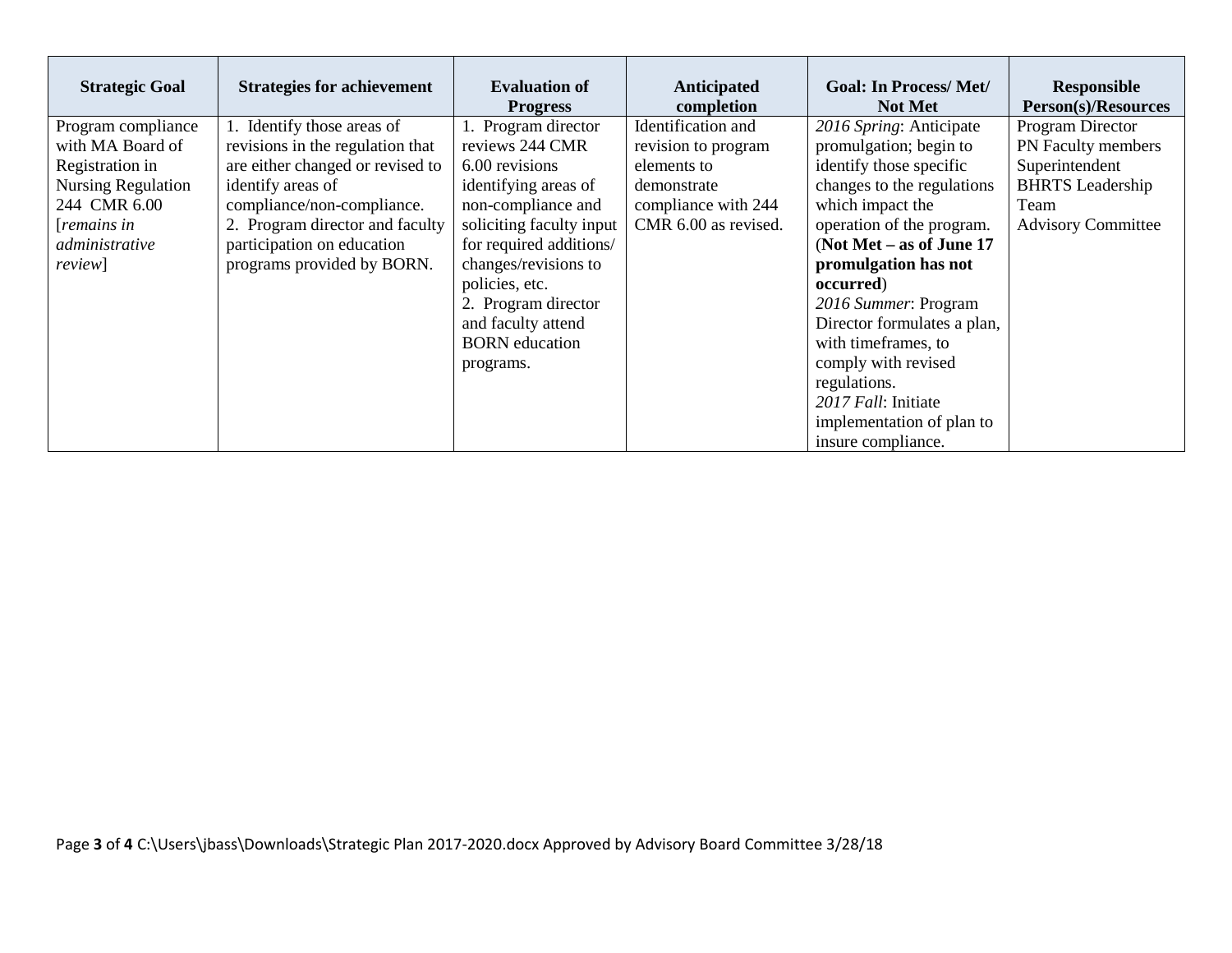| Strategic Goal | Strategies for achievement | Evaluation of Progress | Anticipated completion | Goal: In Process/ Met/ Not Met | Responsible Person(s)/Resources |
|---|---|---|---|---|---|
| Program compliance with MA Board of Registration in Nursing Regulation 244 CMR 6.00 [*remains in administrative review*] | 1. Identify those areas of revisions in the regulation that are either changed or revised to identify areas of compliance/non-compliance.<br>2. Program director and faculty participation on education programs provided by BORN. | 1. Program director reviews 244 CMR 6.00 revisions identifying areas of non-compliance and soliciting faculty input for required additions/ changes/revisions to policies, etc.<br>2. Program director and faculty attend BORN education programs. | Identification and revision to program elements to demonstrate compliance with 244 CMR 6.00 as revised. | *2016 Spring*: Anticipate promulgation; begin to identify those specific changes to the regulations which impact the operation of the program. (**Not Met – as of June 17 promulgation has not occurred**)<br>*2016 Summer*: Program Director formulates a plan, with timeframes, to comply with revised regulations.<br>*2017 Fall*: Initiate implementation of plan to insure compliance. | Program Director<br>PN Faculty members<br>Superintendent<br>BHRTS Leadership Team<br>Advisory Committee |

C:\Users\jbass\Downloads\Strategic Plan 2017-2020.docx Approved by Advisory Board Committee 3/28/18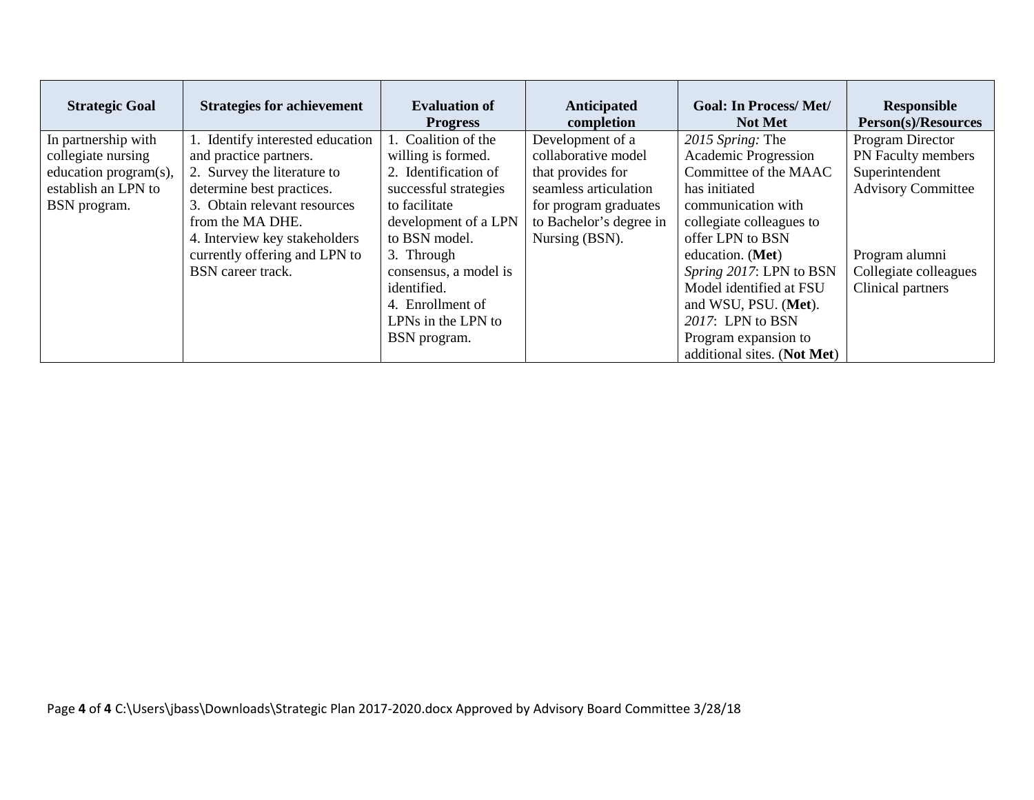| Strategic Goal | Strategies for achievement | Evaluation of Progress | Anticipated completion | Goal: In Process/ Met/ Not Met | Responsible Person(s)/Resources |
|---|---|---|---|---|---|
| In partnership with collegiate nursing education program(s), establish an LPN to BSN program. | 1. Identify interested education and practice partners.<br>2. Survey the literature to determine best practices.<br>3. Obtain relevant resources from the MA DHE.<br>4. Interview key stakeholders currently offering and LPN to BSN career track. | 1. Coalition of the willing is formed.<br>2. Identification of successful strategies to facilitate development of a LPN to BSN model.<br>3. Through consensus, a model is identified.<br>4. Enrollment of LPNs in the LPN to BSN program. | Development of a collaborative model that provides for seamless articulation for program graduates to Bachelor's degree in Nursing (BSN). | *2015 Spring:* The Academic Progression Committee of the MAAC has initiated communication with collegiate colleagues to offer LPN to BSN education. (**Met**)<br>*Spring 2017*: LPN to BSN Model identified at FSU and WSU, PSU. (**Met**).<br>*2017*: LPN to BSN Program expansion to additional sites. (**Not Met**) | Program Director<br>PN Faculty members<br>Superintendent<br>Advisory Committee<br><br>Program alumni<br>Collegiate colleagues<br>Clinical partners |

C:\Users\jbass\Downloads\Strategic Plan 2017-2020.docx Approved by Advisory Board Committee 3/28/18